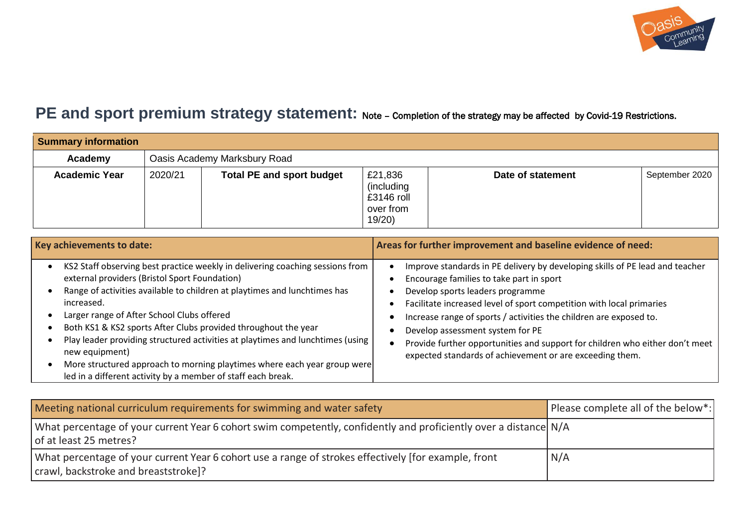# PE and sport premium strategy statement: Note – Completion of the strategy may be affected by Covid-19 Restrictions.

| Summary information | | | | | |
|---|---|---|---|---|---|
| **Academy** | Oasis Academy Marksbury Road | | | | |
| **Academic Year** | 2020/21 | **Total PE and sport budget** | £21,836 (including £3146 roll over from 19/20) | **Date of statement** | September 2020 |

| **Key achievements to date:** | **Areas for further improvement and baseline evidence of need:** |
|---|---|
| • KS2 Staff observing best practice weekly in delivering coaching sessions from external providers (Bristol Sport Foundation)<br>• Range of activities available to children at playtimes and lunchtimes has increased.<br>• Larger range of After School Clubs offered<br>• Both KS1 & KS2 sports After Clubs provided throughout the year<br>• Play leader providing structured activities at playtimes and lunchtimes (using new equipment)<br>• More structured approach to morning playtimes where each year group were led in a different activity by a member of staff each break. | • Improve standards in PE delivery by developing skills of PE lead and teacher<br>• Encourage families to take part in sport<br>• Develop sports leaders programme<br>• Facilitate increased level of sport competition with local primaries<br>• Increase range of sports / activities the children are exposed to.<br>• Develop assessment system for PE<br>• Provide further opportunities and support for children who either don't meet expected standards of achievement or are exceeding them. |

| Meeting national curriculum requirements for swimming and water safety | Please complete all of the below*: |
|---|---|
| What percentage of your current Year 6 cohort swim competently, confidently and proficiently over a distance of at least 25 metres? | N/A |
| What percentage of your current Year 6 cohort use a range of strokes effectively [for example, front crawl, backstroke and breaststroke]? | N/A |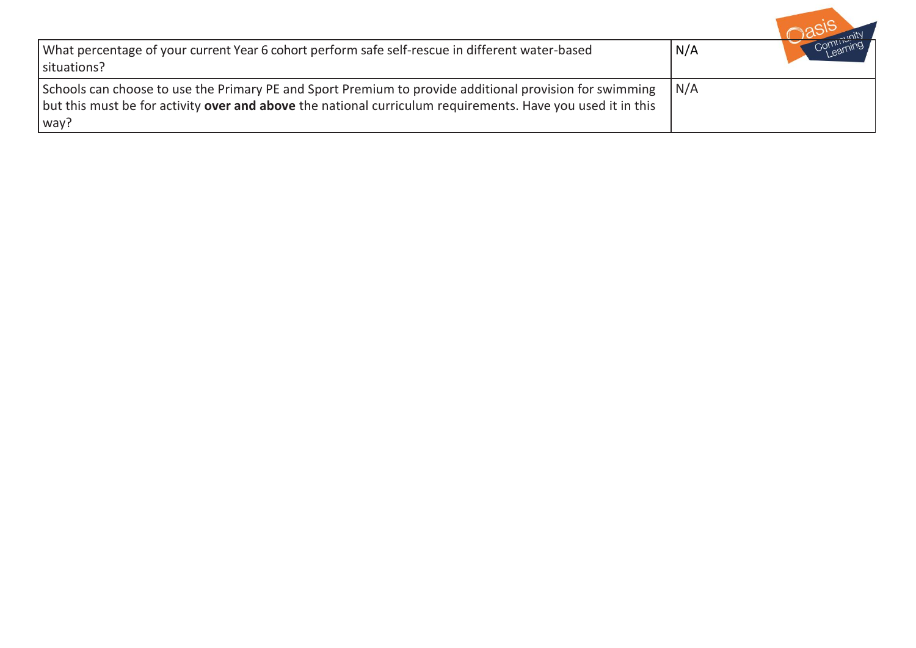| What percentage of your current Year 6 cohort perform safe self-rescue in different water-based situations? | N/A |
|---|---|
| Schools can choose to use the Primary PE and Sport Premium to provide additional provision for swimming but this must be for activity **over and above** the national curriculum requirements. Have you used it in this way? | N/A |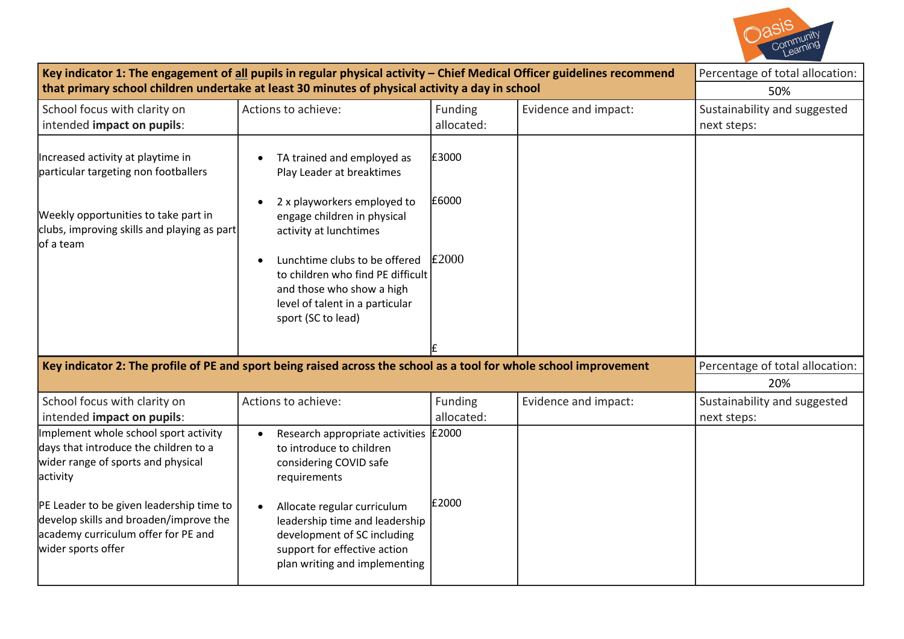| Key indicator 1: The engagement of all pupils in regular physical activity – Chief Medical Officer guidelines recommend that primary school children undertake at least 30 minutes of physical activity a day in school | | | | Percentage of total allocation: 50% |
|---|---|---|---|---|
| School focus with clarity on intended **impact on pupils**: | Actions to achieve: | Funding allocated: | Evidence and impact: | Sustainability and suggested next steps: |
| Increased activity at playtime in particular targeting non footballers<br><br>Weekly opportunities to take part in clubs, improving skills and playing as part of a team | • TA trained and employed as Play Leader at breaktimes<br><br>• 2 x playworkers employed to engage children in physical activity at lunchtimes<br><br>• Lunchtime clubs to be offered to children who find PE difficult and those who show a high level of talent in a particular sport (SC to lead) | £3000<br><br>£6000<br><br>£2000<br><br>£ | | |

| Key indicator 2: The profile of PE and sport being raised across the school as a tool for whole school improvement | | | | Percentage of total allocation: 20% |
|---|---|---|---|---|
| School focus with clarity on intended **impact on pupils**: | Actions to achieve: | Funding allocated: | Evidence and impact: | Sustainability and suggested next steps: |
| Implement whole school sport activity days that introduce the children to a wider range of sports and physical activity<br><br>PE Leader to be given leadership time to develop skills and broaden/improve the academy curriculum offer for PE and wider sports offer | • Research appropriate activities to introduce to children considering COVID safe requirements<br><br>• Allocate regular curriculum leadership time and leadership development of SC including support for effective action plan writing and implementing | £2000<br><br>£2000 | | |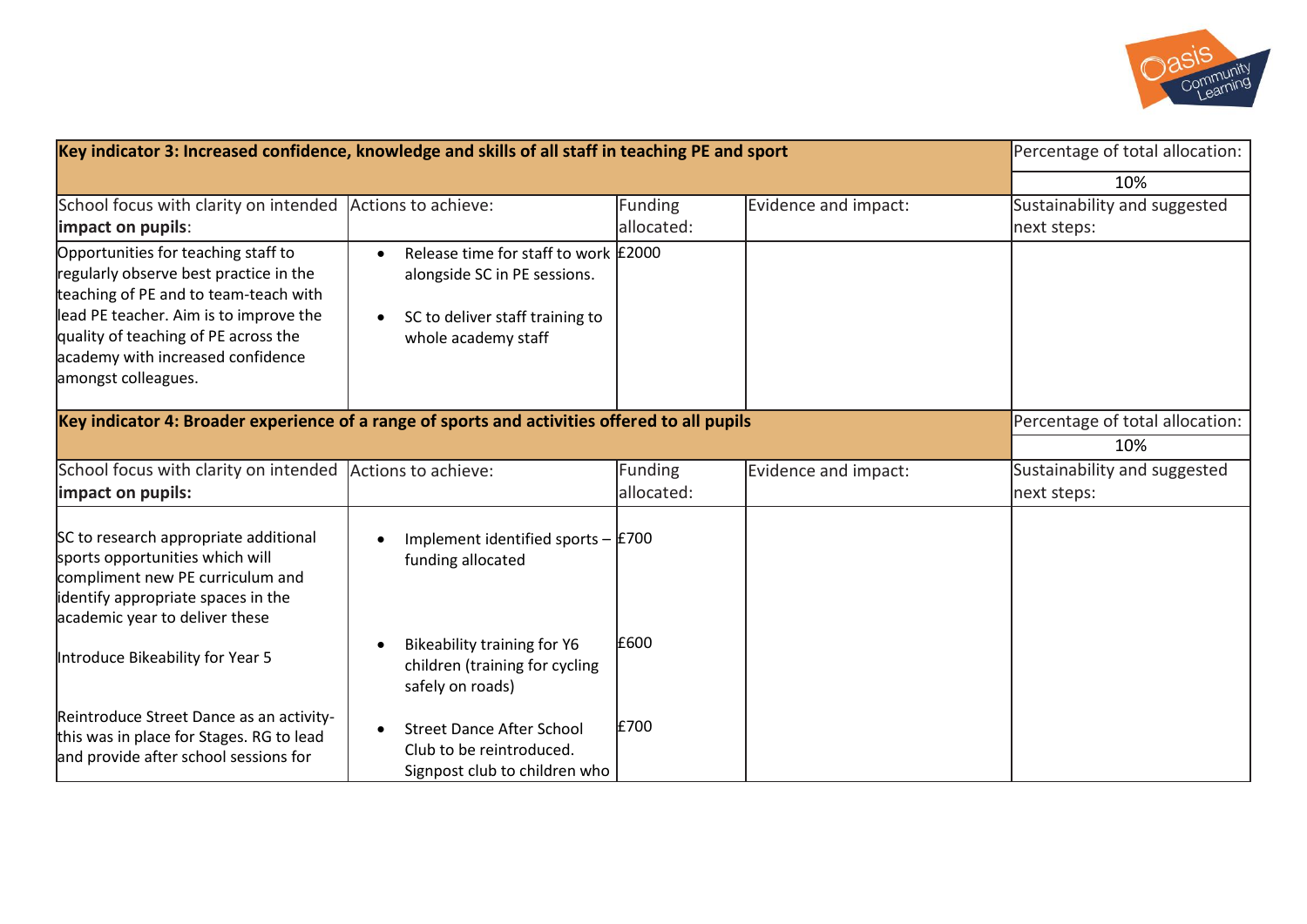| Key indicator 3: Increased confidence, knowledge and skills of all staff in teaching PE and sport | | | | Percentage of total allocation: |
|---|---|---|---|---|
| | | | | 10% |
| School focus with clarity on intended **impact on pupils**: | Actions to achieve: | Funding allocated: | Evidence and impact: | Sustainability and suggested next steps: |
| Opportunities for teaching staff to regularly observe best practice in the teaching of PE and to team-teach with lead PE teacher. Aim is to improve the quality of teaching of PE across the academy with increased confidence amongst colleagues. | • Release time for staff to work alongside SC in PE sessions.<br>• SC to deliver staff training to whole academy staff | £2000 | | |

| Key indicator 4: Broader experience of a range of sports and activities offered to all pupils | | | | Percentage of total allocation: |
|---|---|---|---|---|
| | | | | 10% |
| School focus with clarity on intended **impact on pupils:** | Actions to achieve: | Funding allocated: | Evidence and impact: | Sustainability and suggested next steps: |
| SC to research appropriate additional sports opportunities which will compliment new PE curriculum and identify appropriate spaces in the academic year to deliver these | • Implement identified sports – funding allocated | £700 | | |
| Introduce Bikeability for Year 5 | • Bikeability training for Y6 children (training for cycling safely on roads) | £600 | | |
| Reintroduce Street Dance as an activity- this was in place for Stages. RG to lead and provide after school sessions for | • Street Dance After School Club to be reintroduced. Signpost club to children who | £700 | | |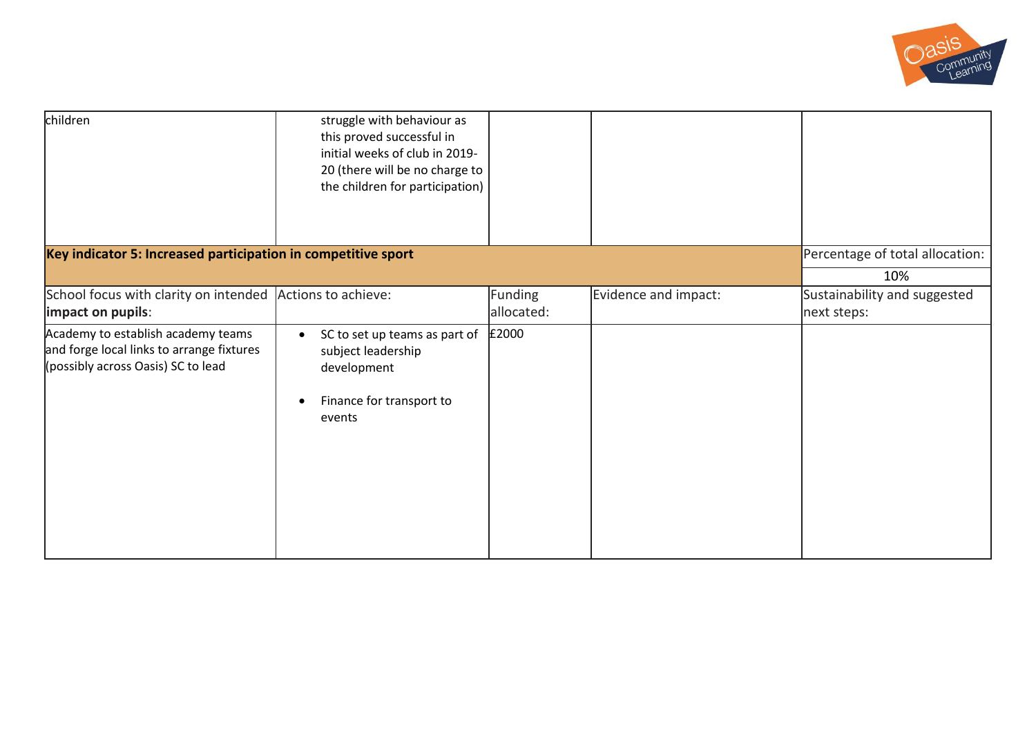| | | | | |
|---|---|---|---|---|
| children | struggle with behaviour as this proved successful in initial weeks of club in 2019-20 (there will be no charge to the children for participation) | | | |
| **Key indicator 5: Increased participation in competitive sport** | | | | Percentage of total allocation: 10% |
| School focus with clarity on intended **impact on pupils**: | Actions to achieve: | Funding allocated: | Evidence and impact: | Sustainability and suggested next steps: |
| Academy to establish academy teams and forge local links to arrange fixtures (possibly across Oasis) SC to lead | • SC to set up teams as part of subject leadership development<br><br>• Finance for transport to events | £2000 | | |